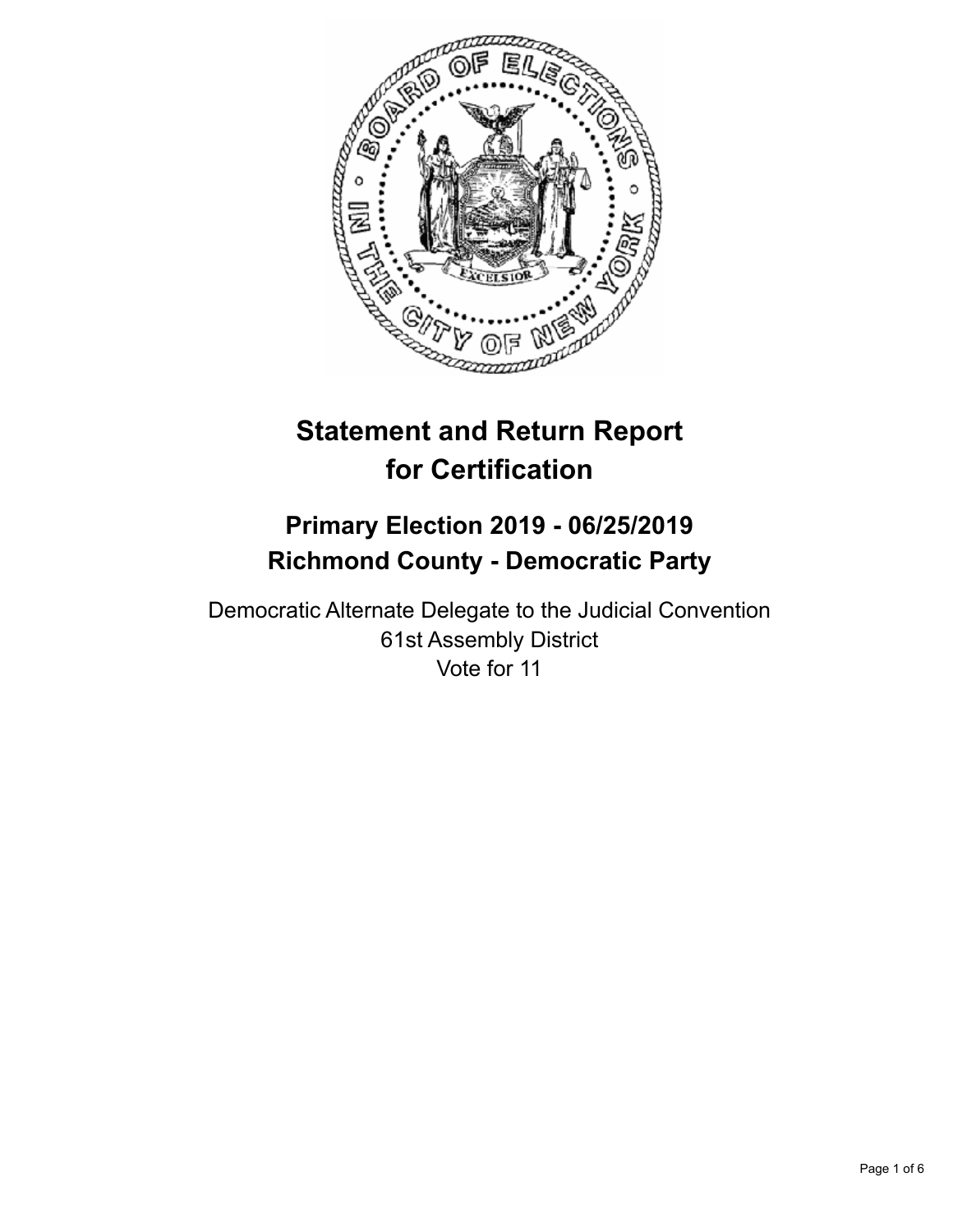# Statement and Return Report for Certification

## Primary Election 2019 - 06/25/2019
## Richmond County - Democratic Party

Democratic Alternate Delegate to the Judicial Convention
61st Assembly District
Vote for 11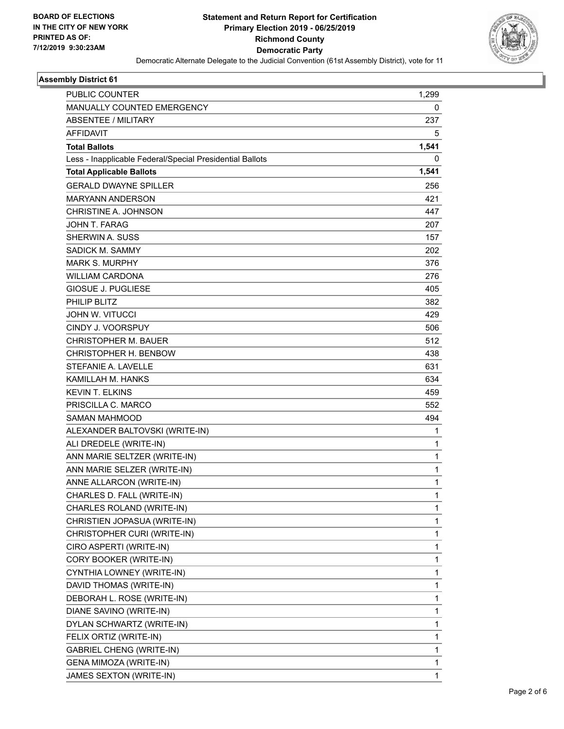BOARD OF ELECTIONS
IN THE CITY OF NEW YORK
PRINTED AS OF:
7/12/2019 9:30:23AM

**Statement and Return Report for Certification**
**Primary Election 2019 - 06/25/2019**
**Richmond County**
**Democratic Party**
Democratic Alternate Delegate to the Judicial Convention (61st Assembly District), vote for 11

### Assembly District 61

| | |
|---|---|
| PUBLIC COUNTER | 1,299 |
| MANUALLY COUNTED EMERGENCY | 0 |
| ABSENTEE / MILITARY | 237 |
| AFFIDAVIT | 5 |
| **Total Ballots** | **1,541** |
| Less - Inapplicable Federal/Special Presidential Ballots | 0 |
| **Total Applicable Ballots** | **1,541** |
| GERALD DWAYNE SPILLER | 256 |
| MARYANN ANDERSON | 421 |
| CHRISTINE A. JOHNSON | 447 |
| JOHN T. FARAG | 207 |
| SHERWIN A. SUSS | 157 |
| SADICK M. SAMMY | 202 |
| MARK S. MURPHY | 376 |
| WILLIAM CARDONA | 276 |
| GIOSUE J. PUGLIESE | 405 |
| PHILIP BLITZ | 382 |
| JOHN W. VITUCCI | 429 |
| CINDY J. VOORSPUY | 506 |
| CHRISTOPHER M. BAUER | 512 |
| CHRISTOPHER H. BENBOW | 438 |
| STEFANIE A. LAVELLE | 631 |
| KAMILLAH M. HANKS | 634 |
| KEVIN T. ELKINS | 459 |
| PRISCILLA C. MARCO | 552 |
| SAMAN MAHMOOD | 494 |
| ALEXANDER BALTOVSKI (WRITE-IN) | 1 |
| ALI DREDELE (WRITE-IN) | 1 |
| ANN MARIE SELTZER (WRITE-IN) | 1 |
| ANN MARIE SELZER (WRITE-IN) | 1 |
| ANNE ALLARCON (WRITE-IN) | 1 |
| CHARLES D. FALL (WRITE-IN) | 1 |
| CHARLES ROLAND (WRITE-IN) | 1 |
| CHRISTIEN JOPASUA (WRITE-IN) | 1 |
| CHRISTOPHER CURI (WRITE-IN) | 1 |
| CIRO ASPERTI (WRITE-IN) | 1 |
| CORY BOOKER (WRITE-IN) | 1 |
| CYNTHIA LOWNEY (WRITE-IN) | 1 |
| DAVID THOMAS (WRITE-IN) | 1 |
| DEBORAH L. ROSE (WRITE-IN) | 1 |
| DIANE SAVINO (WRITE-IN) | 1 |
| DYLAN SCHWARTZ (WRITE-IN) | 1 |
| FELIX ORTIZ (WRITE-IN) | 1 |
| GABRIEL CHENG (WRITE-IN) | 1 |
| GENA MIMOZA (WRITE-IN) | 1 |
| JAMES SEXTON (WRITE-IN) | 1 |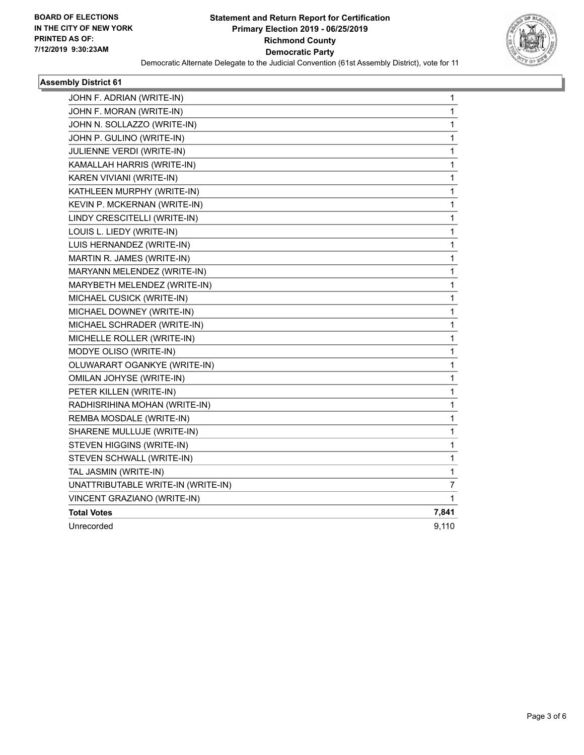**BOARD OF ELECTIONS IN THE CITY OF NEW YORK PRINTED AS OF: 7/12/2019 9:30:23AM**

# Statement and Return Report for Certification
## Primary Election 2019 - 06/25/2019
## Richmond County
## Democratic Party

Democratic Alternate Delegate to the Judicial Convention (61st Assembly District), vote for 11

### Assembly District 61

| Candidate | Votes |
|---|---|
| JOHN F. ADRIAN (WRITE-IN) | 1 |
| JOHN F. MORAN (WRITE-IN) | 1 |
| JOHN N. SOLLAZZO (WRITE-IN) | 1 |
| JOHN P. GULINO (WRITE-IN) | 1 |
| JULIENNE VERDI (WRITE-IN) | 1 |
| KAMALLAH HARRIS (WRITE-IN) | 1 |
| KAREN VIVIANI (WRITE-IN) | 1 |
| KATHLEEN MURPHY (WRITE-IN) | 1 |
| KEVIN P. MCKERNAN (WRITE-IN) | 1 |
| LINDY CRESCITELLI (WRITE-IN) | 1 |
| LOUIS L. LIEDY (WRITE-IN) | 1 |
| LUIS HERNANDEZ (WRITE-IN) | 1 |
| MARTIN R. JAMES (WRITE-IN) | 1 |
| MARYANN MELENDEZ (WRITE-IN) | 1 |
| MARYBETH MELENDEZ (WRITE-IN) | 1 |
| MICHAEL CUSICK (WRITE-IN) | 1 |
| MICHAEL DOWNEY (WRITE-IN) | 1 |
| MICHAEL SCHRADER (WRITE-IN) | 1 |
| MICHELLE ROLLER (WRITE-IN) | 1 |
| MODYE OLISO (WRITE-IN) | 1 |
| OLUWARART OGANKYE (WRITE-IN) | 1 |
| OMILAN JOHYSE (WRITE-IN) | 1 |
| PETER KILLEN (WRITE-IN) | 1 |
| RADHISRIHINA MOHAN (WRITE-IN) | 1 |
| REMBA MOSDALE (WRITE-IN) | 1 |
| SHARENE MULLUJE (WRITE-IN) | 1 |
| STEVEN HIGGINS (WRITE-IN) | 1 |
| STEVEN SCHWALL (WRITE-IN) | 1 |
| TAL JASMIN (WRITE-IN) | 1 |
| UNATTRIBUTABLE WRITE-IN (WRITE-IN) | 7 |
| VINCENT GRAZIANO (WRITE-IN) | 1 |
| **Total Votes** | **7,841** |
| Unrecorded | 9,110 |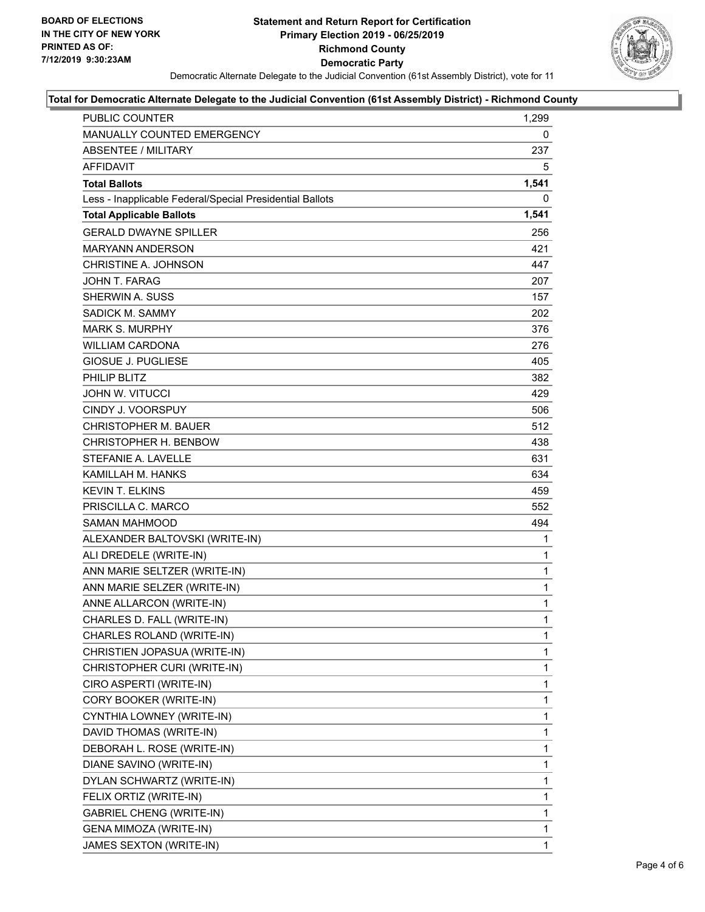**BOARD OF ELECTIONS IN THE CITY OF NEW YORK PRINTED AS OF: 7/12/2019 9:30:23AM**

# Statement and Return Report for Certification
## Primary Election 2019 - 06/25/2019
## Richmond County
## Democratic Party

Democratic Alternate Delegate to the Judicial Convention (61st Assembly District), vote for 11

### Total for Democratic Alternate Delegate to the Judicial Convention (61st Assembly District) - Richmond County

| | |
|---|---|
| PUBLIC COUNTER | 1,299 |
| MANUALLY COUNTED EMERGENCY | 0 |
| ABSENTEE / MILITARY | 237 |
| AFFIDAVIT | 5 |
| **Total Ballots** | **1,541** |
| Less - Inapplicable Federal/Special Presidential Ballots | 0 |
| **Total Applicable Ballots** | **1,541** |
| GERALD DWAYNE SPILLER | 256 |
| MARYANN ANDERSON | 421 |
| CHRISTINE A. JOHNSON | 447 |
| JOHN T. FARAG | 207 |
| SHERWIN A. SUSS | 157 |
| SADICK M. SAMMY | 202 |
| MARK S. MURPHY | 376 |
| WILLIAM CARDONA | 276 |
| GIOSUE J. PUGLIESE | 405 |
| PHILIP BLITZ | 382 |
| JOHN W. VITUCCI | 429 |
| CINDY J. VOORSPUY | 506 |
| CHRISTOPHER M. BAUER | 512 |
| CHRISTOPHER H. BENBOW | 438 |
| STEFANIE A. LAVELLE | 631 |
| KAMILLAH M. HANKS | 634 |
| KEVIN T. ELKINS | 459 |
| PRISCILLA C. MARCO | 552 |
| SAMAN MAHMOOD | 494 |
| ALEXANDER BALTOVSKI (WRITE-IN) | 1 |
| ALI DREDELE (WRITE-IN) | 1 |
| ANN MARIE SELTZER (WRITE-IN) | 1 |
| ANN MARIE SELZER (WRITE-IN) | 1 |
| ANNE ALLARCON (WRITE-IN) | 1 |
| CHARLES D. FALL (WRITE-IN) | 1 |
| CHARLES ROLAND (WRITE-IN) | 1 |
| CHRISTIEN JOPASUA (WRITE-IN) | 1 |
| CHRISTOPHER CURI (WRITE-IN) | 1 |
| CIRO ASPERTI (WRITE-IN) | 1 |
| CORY BOOKER (WRITE-IN) | 1 |
| CYNTHIA LOWNEY (WRITE-IN) | 1 |
| DAVID THOMAS (WRITE-IN) | 1 |
| DEBORAH L. ROSE (WRITE-IN) | 1 |
| DIANE SAVINO (WRITE-IN) | 1 |
| DYLAN SCHWARTZ (WRITE-IN) | 1 |
| FELIX ORTIZ (WRITE-IN) | 1 |
| GABRIEL CHENG (WRITE-IN) | 1 |
| GENA MIMOZA (WRITE-IN) | 1 |
| JAMES SEXTON (WRITE-IN) | 1 |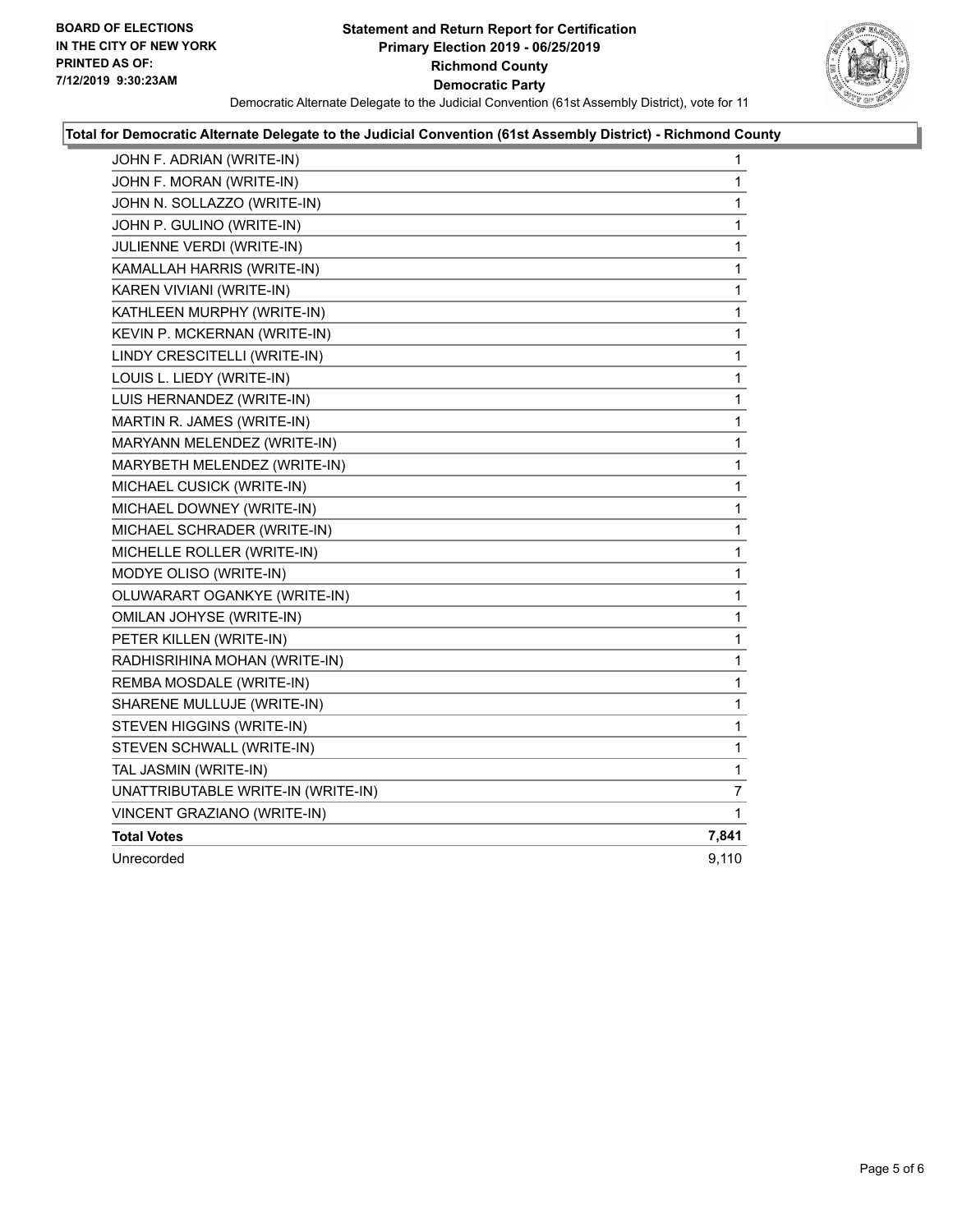**BOARD OF ELECTIONS IN THE CITY OF NEW YORK PRINTED AS OF: 7/12/2019 9:30:23AM**

# Statement and Return Report for Certification
## Primary Election 2019 - 06/25/2019
## Richmond County
## Democratic Party

Democratic Alternate Delegate to the Judicial Convention (61st Assembly District), vote for 11

### Total for Democratic Alternate Delegate to the Judicial Convention (61st Assembly District) - Richmond County

| Candidate | Votes |
|---|---|
| JOHN F. ADRIAN (WRITE-IN) | 1 |
| JOHN F. MORAN (WRITE-IN) | 1 |
| JOHN N. SOLLAZZO (WRITE-IN) | 1 |
| JOHN P. GULINO (WRITE-IN) | 1 |
| JULIENNE VERDI (WRITE-IN) | 1 |
| KAMALLAH HARRIS (WRITE-IN) | 1 |
| KAREN VIVIANI (WRITE-IN) | 1 |
| KATHLEEN MURPHY (WRITE-IN) | 1 |
| KEVIN P. MCKERNAN (WRITE-IN) | 1 |
| LINDY CRESCITELLI (WRITE-IN) | 1 |
| LOUIS L. LIEDY (WRITE-IN) | 1 |
| LUIS HERNANDEZ (WRITE-IN) | 1 |
| MARTIN R. JAMES (WRITE-IN) | 1 |
| MARYANN MELENDEZ (WRITE-IN) | 1 |
| MARYBETH MELENDEZ (WRITE-IN) | 1 |
| MICHAEL CUSICK (WRITE-IN) | 1 |
| MICHAEL DOWNEY (WRITE-IN) | 1 |
| MICHAEL SCHRADER (WRITE-IN) | 1 |
| MICHELLE ROLLER (WRITE-IN) | 1 |
| MODYE OLISO (WRITE-IN) | 1 |
| OLUWARART OGANKYE (WRITE-IN) | 1 |
| OMILAN JOHYSE (WRITE-IN) | 1 |
| PETER KILLEN (WRITE-IN) | 1 |
| RADHISRIHINA MOHAN (WRITE-IN) | 1 |
| REMBA MOSDALE (WRITE-IN) | 1 |
| SHARENE MULLUJE (WRITE-IN) | 1 |
| STEVEN HIGGINS (WRITE-IN) | 1 |
| STEVEN SCHWALL (WRITE-IN) | 1 |
| TAL JASMIN (WRITE-IN) | 1 |
| UNATTRIBUTABLE WRITE-IN (WRITE-IN) | 7 |
| VINCENT GRAZIANO (WRITE-IN) | 1 |
| **Total Votes** | **7,841** |
| Unrecorded | 9,110 |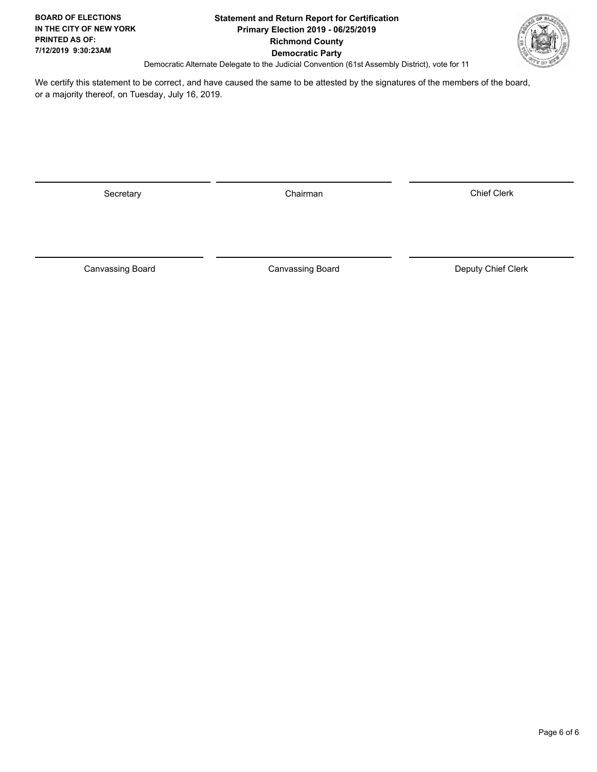**BOARD OF ELECTIONS**
**IN THE CITY OF NEW YORK**
**PRINTED AS OF:**
**7/12/2019 9:30:23AM**

**Statement and Return Report for Certification**
**Primary Election 2019 - 06/25/2019**
**Richmond County**
**Democratic Party**

Democratic Alternate Delegate to the Judicial Convention (61st Assembly District), vote for 11

We certify this statement to be correct, and have caused the same to be attested by the signatures of the members of the board, or a majority thereof, on Tuesday, July 16, 2019.

| | | |
|---|---|---|
| Secretary | Chairman | Chief Clerk |
| Canvassing Board | Canvassing Board | Deputy Chief Clerk |